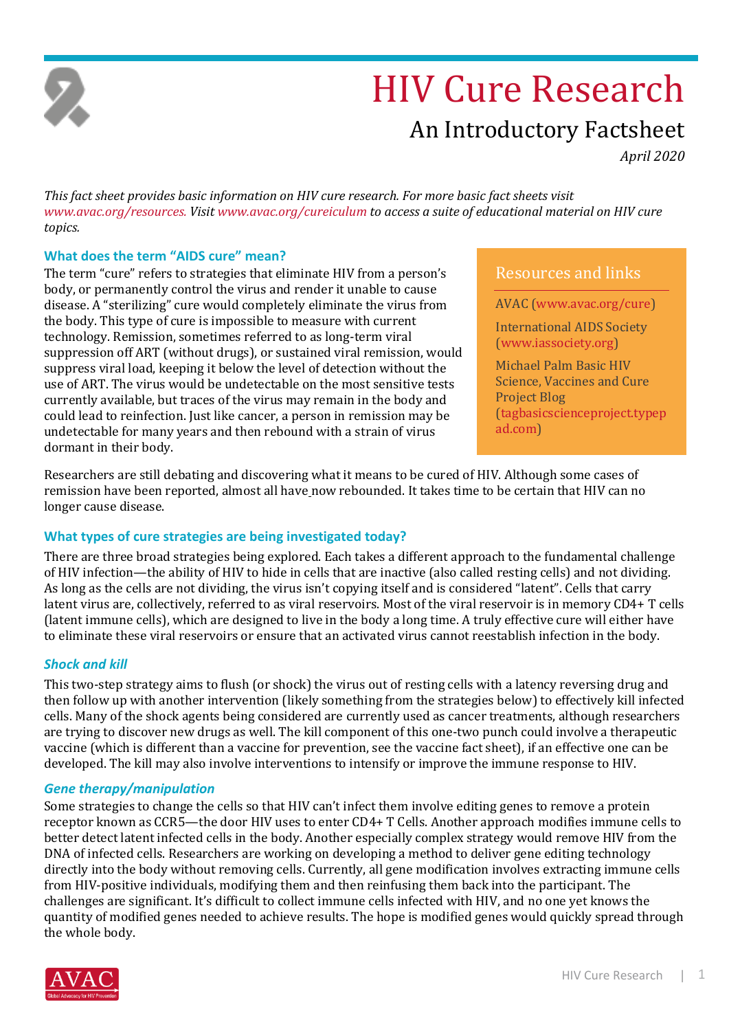# HIV Cure Research

## An Introductory Factsheet

*April 2020*

*This fact sheet provides basic information on HIV cure research. For more basic fact sheets visit www.avac.org/resources. Visit www.avac.org/cureiculum to access a suite of educational material on HIV cure topics.*

### What does the term "AIDS cure" mean?

The term "cure" refers to strategies that eliminate HIV from a person's body, or permanently control the virus and render it unable to cause disease. A "sterilizing" cure would completely eliminate the virus from the body. This type of cure is impossible to measure with current technology. Remission, sometimes referred to as long-term viral suppression off ART (without drugs), or sustained viral remission, would suppress viral load, keeping it below the level of detection without the use of ART. The virus would be undetectable on the most sensitive tests currently available, but traces of the virus may remain in the body and could lead to reinfection. Just like cancer, a person in remission may be undetectable for many years and then rebound with a strain of virus dormant in their body.

Researchers are still debating and discovering what it means to be cured of HIV. Although some cases of remission have been reported, almost all have now rebounded. It takes time to be certain that HIV can no longer cause disease.

> **Resources and links**
>
> AVAC (www.avac.org/cure)
>
> International AIDS Society (www.iassociety.org)
>
> Michael Palm Basic HIV Science, Vaccines and Cure Project Blog (tagbasicscienceproject.typepad.com)

### What types of cure strategies are being investigated today?

There are three broad strategies being explored. Each takes a different approach to the fundamental challenge of HIV infection—the ability of HIV to hide in cells that are inactive (also called resting cells) and not dividing. As long as the cells are not dividing, the virus isn't copying itself and is considered "latent". Cells that carry latent virus are, collectively, referred to as viral reservoirs. Most of the viral reservoir is in memory CD4+ T cells (latent immune cells), which are designed to live in the body a long time. A truly effective cure will either have to eliminate these viral reservoirs or ensure that an activated virus cannot reestablish infection in the body.

#### *Shock and kill*

This two-step strategy aims to flush (or shock) the virus out of resting cells with a latency reversing drug and then follow up with another intervention (likely something from the strategies below) to effectively kill infected cells. Many of the shock agents being considered are currently used as cancer treatments, although researchers are trying to discover new drugs as well. The kill component of this one-two punch could involve a therapeutic vaccine (which is different than a vaccine for prevention, see the vaccine fact sheet), if an effective one can be developed. The kill may also involve interventions to intensify or improve the immune response to HIV.

#### *Gene therapy/manipulation*

Some strategies to change the cells so that HIV can't infect them involve editing genes to remove a protein receptor known as CCR5—the door HIV uses to enter CD4+ T Cells. Another approach modifies immune cells to better detect latent infected cells in the body. Another especially complex strategy would remove HIV from the DNA of infected cells. Researchers are working on developing a method to deliver gene editing technology directly into the body without removing cells. Currently, all gene modification involves extracting immune cells from HIV-positive individuals, modifying them and then reinfusing them back into the participant. The challenges are significant. It's difficult to collect immune cells infected with HIV, and no one yet knows the quantity of modified genes needed to achieve results. The hope is modified genes would quickly spread through the whole body.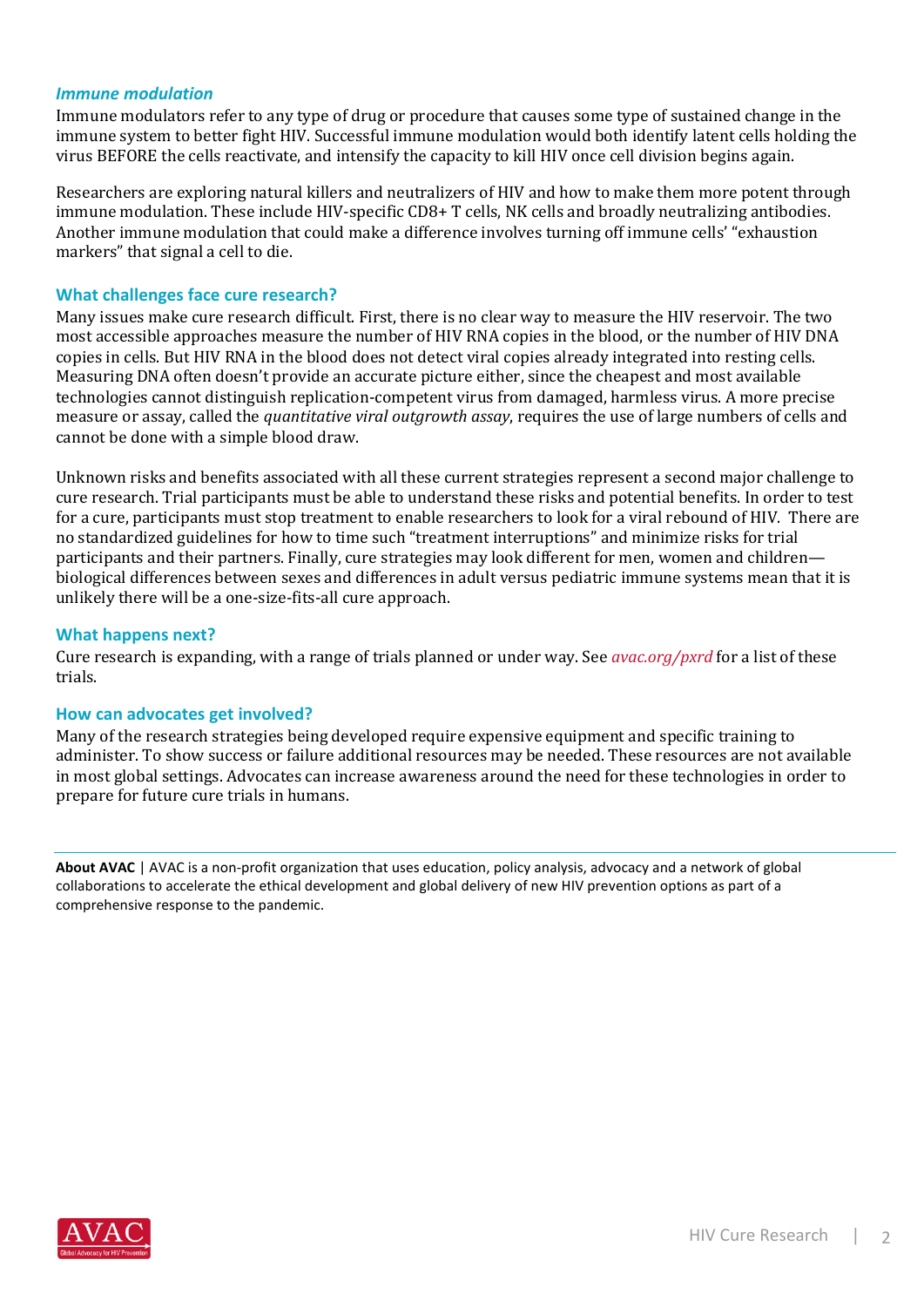### *Immune modulation*

Immune modulators refer to any type of drug or procedure that causes some type of sustained change in the immune system to better fight HIV. Successful immune modulation would both identify latent cells holding the virus BEFORE the cells reactivate, and intensify the capacity to kill HIV once cell division begins again.

Researchers are exploring natural killers and neutralizers of HIV and how to make them more potent through immune modulation. These include HIV-specific CD8+ T cells, NK cells and broadly neutralizing antibodies. Another immune modulation that could make a difference involves turning off immune cells' "exhaustion markers" that signal a cell to die.

### What challenges face cure research?

Many issues make cure research difficult. First, there is no clear way to measure the HIV reservoir. The two most accessible approaches measure the number of HIV RNA copies in the blood, or the number of HIV DNA copies in cells. But HIV RNA in the blood does not detect viral copies already integrated into resting cells. Measuring DNA often doesn't provide an accurate picture either, since the cheapest and most available technologies cannot distinguish replication-competent virus from damaged, harmless virus. A more precise measure or assay, called the *quantitative viral outgrowth assay*, requires the use of large numbers of cells and cannot be done with a simple blood draw.

Unknown risks and benefits associated with all these current strategies represent a second major challenge to cure research. Trial participants must be able to understand these risks and potential benefits. In order to test for a cure, participants must stop treatment to enable researchers to look for a viral rebound of HIV. There are no standardized guidelines for how to time such "treatment interruptions" and minimize risks for trial participants and their partners. Finally, cure strategies may look different for men, women and children—biological differences between sexes and differences in adult versus pediatric immune systems mean that it is unlikely there will be a one-size-fits-all cure approach.

### What happens next?

Cure research is expanding, with a range of trials planned or under way. See *avac.org/pxrd* for a list of these trials.

### How can advocates get involved?

Many of the research strategies being developed require expensive equipment and specific training to administer. To show success or failure additional resources may be needed. These resources are not available in most global settings. Advocates can increase awareness around the need for these technologies in order to prepare for future cure trials in humans.

---

**About AVAC** | AVAC is a non-profit organization that uses education, policy analysis, advocacy and a network of global collaborations to accelerate the ethical development and global delivery of new HIV prevention options as part of a comprehensive response to the pandemic.